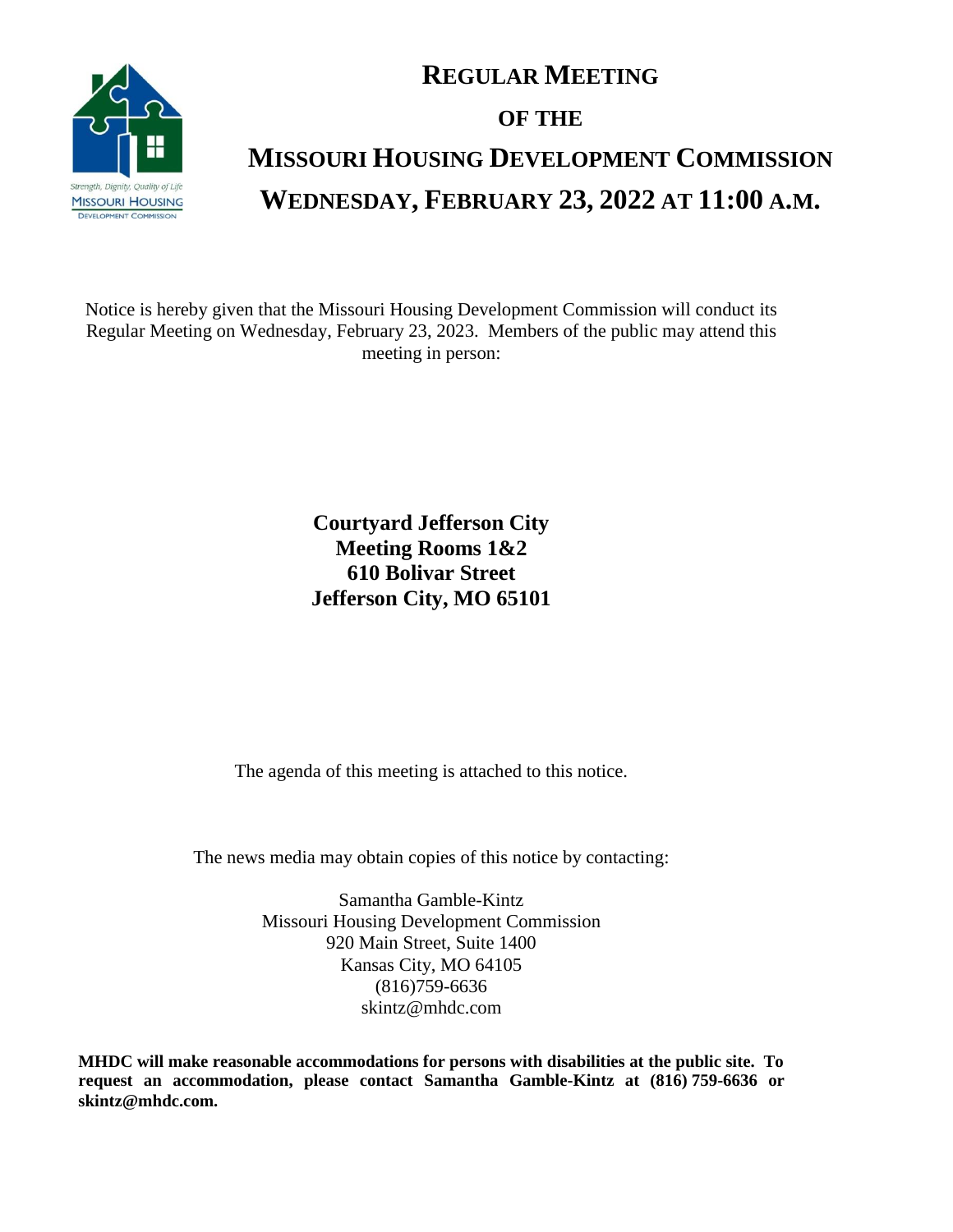Strength, Dignity, Quality of Life
MISSOURI HOUSING
DEVELOPMENT COMMISSION

# REGULAR MEETING

# OF THE

# MISSOURI HOUSING DEVELOPMENT COMMISSION

# WEDNESDAY, FEBRUARY 23, 2022 AT 11:00 A.M.

Notice is hereby given that the Missouri Housing Development Commission will conduct its Regular Meeting on Wednesday, February 23, 2023. Members of the public may attend this meeting in person:

**Courtyard Jefferson City**
**Meeting Rooms 1&2**
**610 Bolivar Street**
**Jefferson City, MO 65101**

The agenda of this meeting is attached to this notice.

The news media may obtain copies of this notice by contacting:

Samantha Gamble-Kintz
Missouri Housing Development Commission
920 Main Street, Suite 1400
Kansas City, MO 64105
(816)759-6636
skintz@mhdc.com

**MHDC will make reasonable accommodations for persons with disabilities at the public site. To request an accommodation, please contact Samantha Gamble-Kintz at (816) 759-6636 or skintz@mhdc.com.**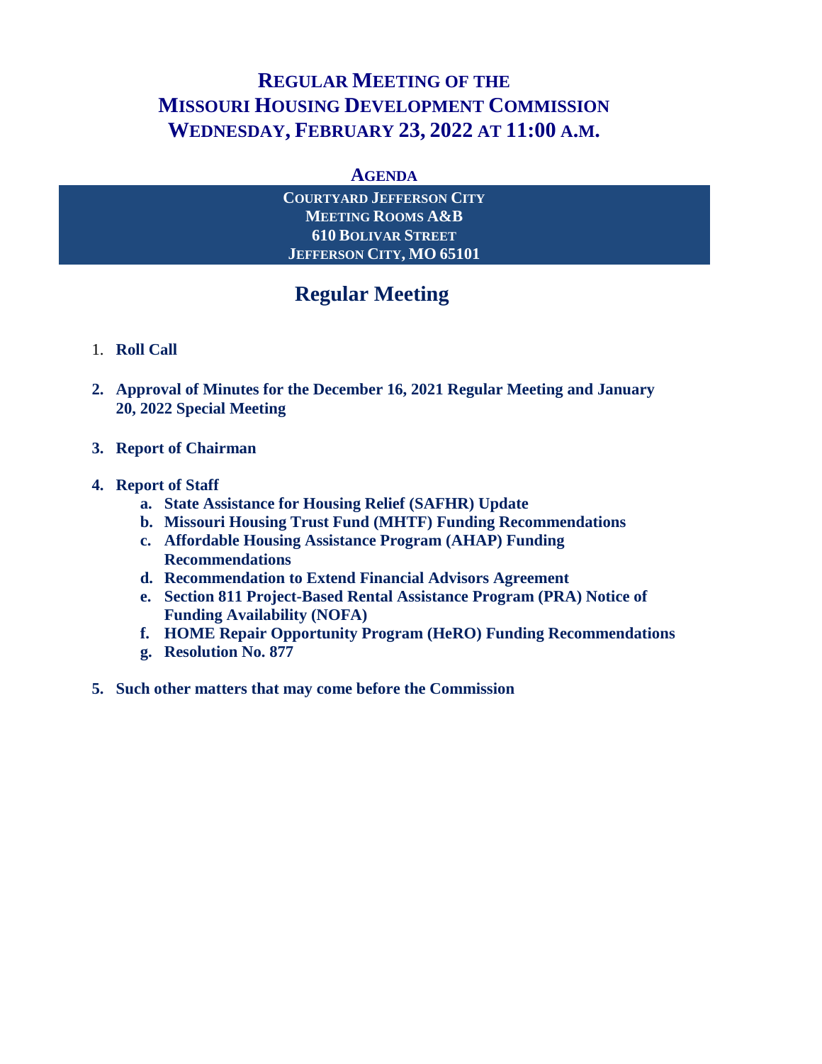# Regular Meeting of the Missouri Housing Development Commission
# Wednesday, February 23, 2022 at 11:00 a.m.

**Agenda**

**Courtyard Jefferson City**
**Meeting Rooms A&B**
**610 Bolivar Street**
**Jefferson City, MO 65101**

## Regular Meeting

1. **Roll Call**
2. **Approval of Minutes for the December 16, 2021 Regular Meeting and January 20, 2022 Special Meeting**
3. **Report of Chairman**
4. **Report of Staff**
   a. **State Assistance for Housing Relief (SAFHR) Update**
   b. **Missouri Housing Trust Fund (MHTF) Funding Recommendations**
   c. **Affordable Housing Assistance Program (AHAP) Funding Recommendations**
   d. **Recommendation to Extend Financial Advisors Agreement**
   e. **Section 811 Project-Based Rental Assistance Program (PRA) Notice of Funding Availability (NOFA)**
   f. **HOME Repair Opportunity Program (HeRO) Funding Recommendations**
   g. **Resolution No. 877**
5. **Such other matters that may come before the Commission**